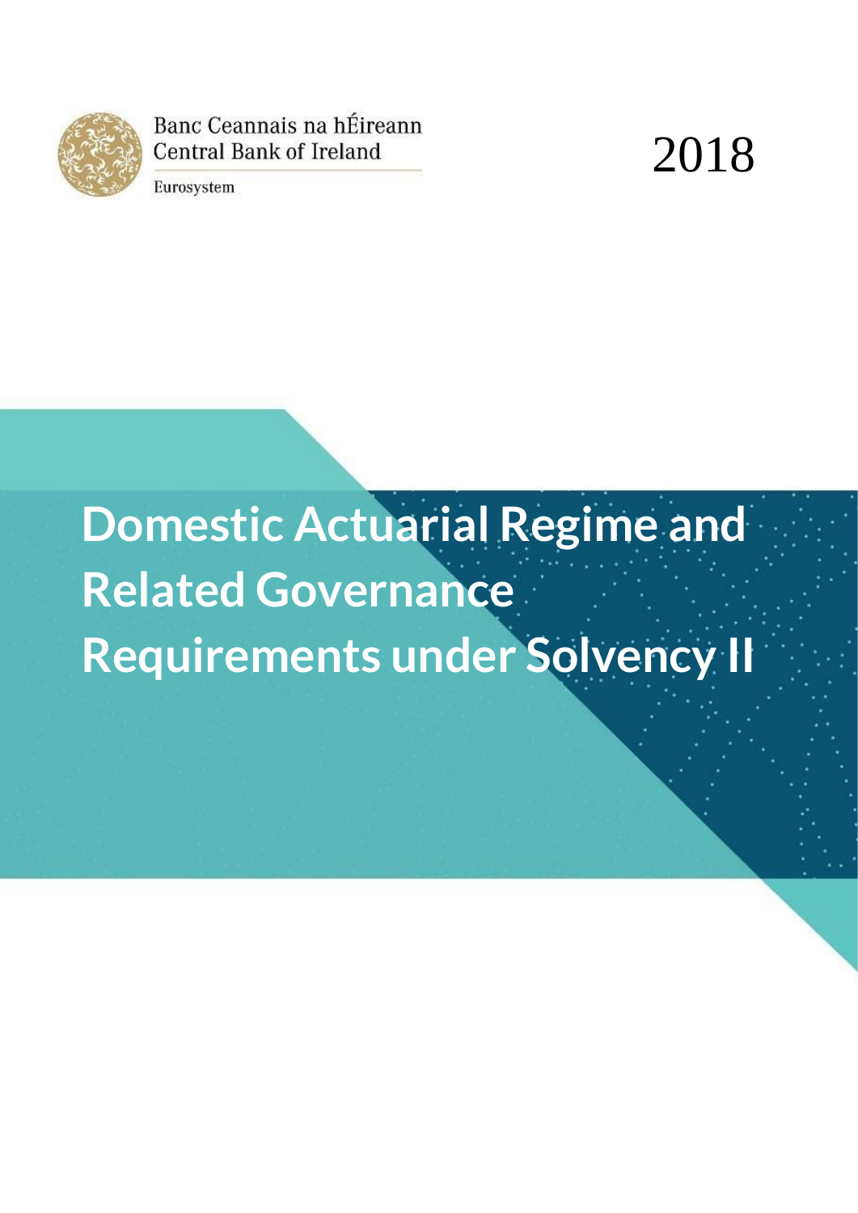Banc Ceannais na hÉireann
Central Bank of Ireland
Eurosystem

2018

# Domestic Actuarial Regime and Related Governance Requirements under Solvency II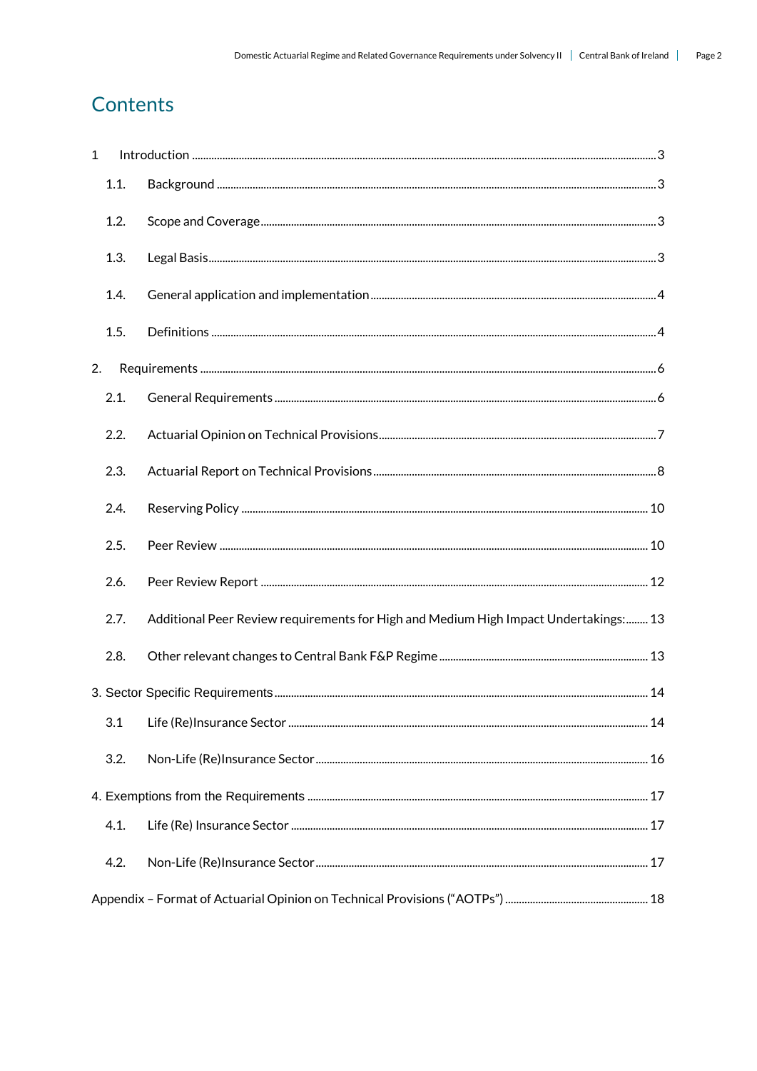# Contents

1 Introduction ..... 3

- 1.1. Background ..... 3
- 1.2. Scope and Coverage ..... 3
- 1.3. Legal Basis ..... 3
- 1.4. General application and implementation ..... 4
- 1.5. Definitions ..... 4

2. Requirements ..... 6

- 2.1. General Requirements ..... 6
- 2.2. Actuarial Opinion on Technical Provisions ..... 7
- 2.3. Actuarial Report on Technical Provisions ..... 8
- 2.4. Reserving Policy ..... 10
- 2.5. Peer Review ..... 10
- 2.6. Peer Review Report ..... 12
- 2.7. Additional Peer Review requirements for High and Medium High Impact Undertakings: ..... 13
- 2.8. Other relevant changes to Central Bank F&P Regime ..... 13

3. Sector Specific Requirements ..... 14

- 3.1 Life (Re)Insurance Sector ..... 14
- 3.2. Non-Life (Re)Insurance Sector ..... 16

4. Exemptions from the Requirements ..... 17

- 4.1. Life (Re) Insurance Sector ..... 17
- 4.2. Non-Life (Re)Insurance Sector ..... 17

Appendix – Format of Actuarial Opinion on Technical Provisions ("AOTPs") ..... 18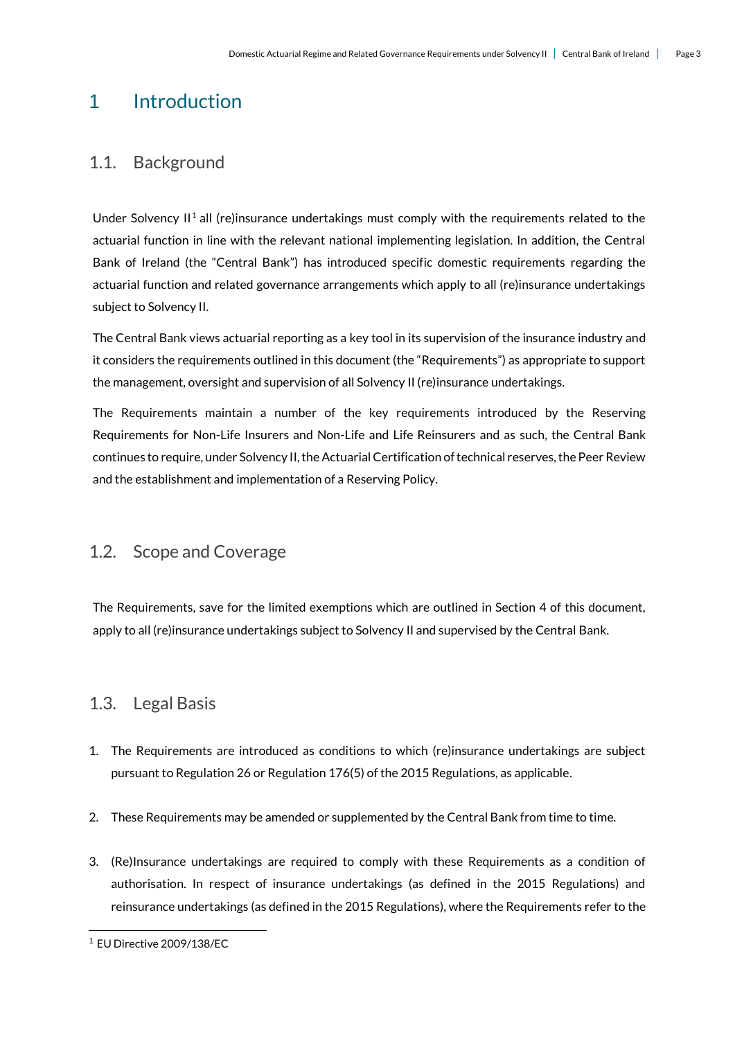# 1 Introduction

## 1.1. Background

Under Solvency II[1] all (re)insurance undertakings must comply with the requirements related to the actuarial function in line with the relevant national implementing legislation. In addition, the Central Bank of Ireland (the "Central Bank") has introduced specific domestic requirements regarding the actuarial function and related governance arrangements which apply to all (re)insurance undertakings subject to Solvency II.

The Central Bank views actuarial reporting as a key tool in its supervision of the insurance industry and it considers the requirements outlined in this document (the "Requirements") as appropriate to support the management, oversight and supervision of all Solvency II (re)insurance undertakings.

The Requirements maintain a number of the key requirements introduced by the Reserving Requirements for Non-Life Insurers and Non-Life and Life Reinsurers and as such, the Central Bank continues to require, under Solvency II, the Actuarial Certification of technical reserves, the Peer Review and the establishment and implementation of a Reserving Policy.

## 1.2. Scope and Coverage

The Requirements, save for the limited exemptions which are outlined in Section 4 of this document, apply to all (re)insurance undertakings subject to Solvency II and supervised by the Central Bank.

## 1.3. Legal Basis

1. The Requirements are introduced as conditions to which (re)insurance undertakings are subject pursuant to Regulation 26 or Regulation 176(5) of the 2015 Regulations, as applicable.

2. These Requirements may be amended or supplemented by the Central Bank from time to time.

3. (Re)Insurance undertakings are required to comply with these Requirements as a condition of authorisation. In respect of insurance undertakings (as defined in the 2015 Regulations) and reinsurance undertakings (as defined in the 2015 Regulations), where the Requirements refer to the

[1] EU Directive 2009/138/EC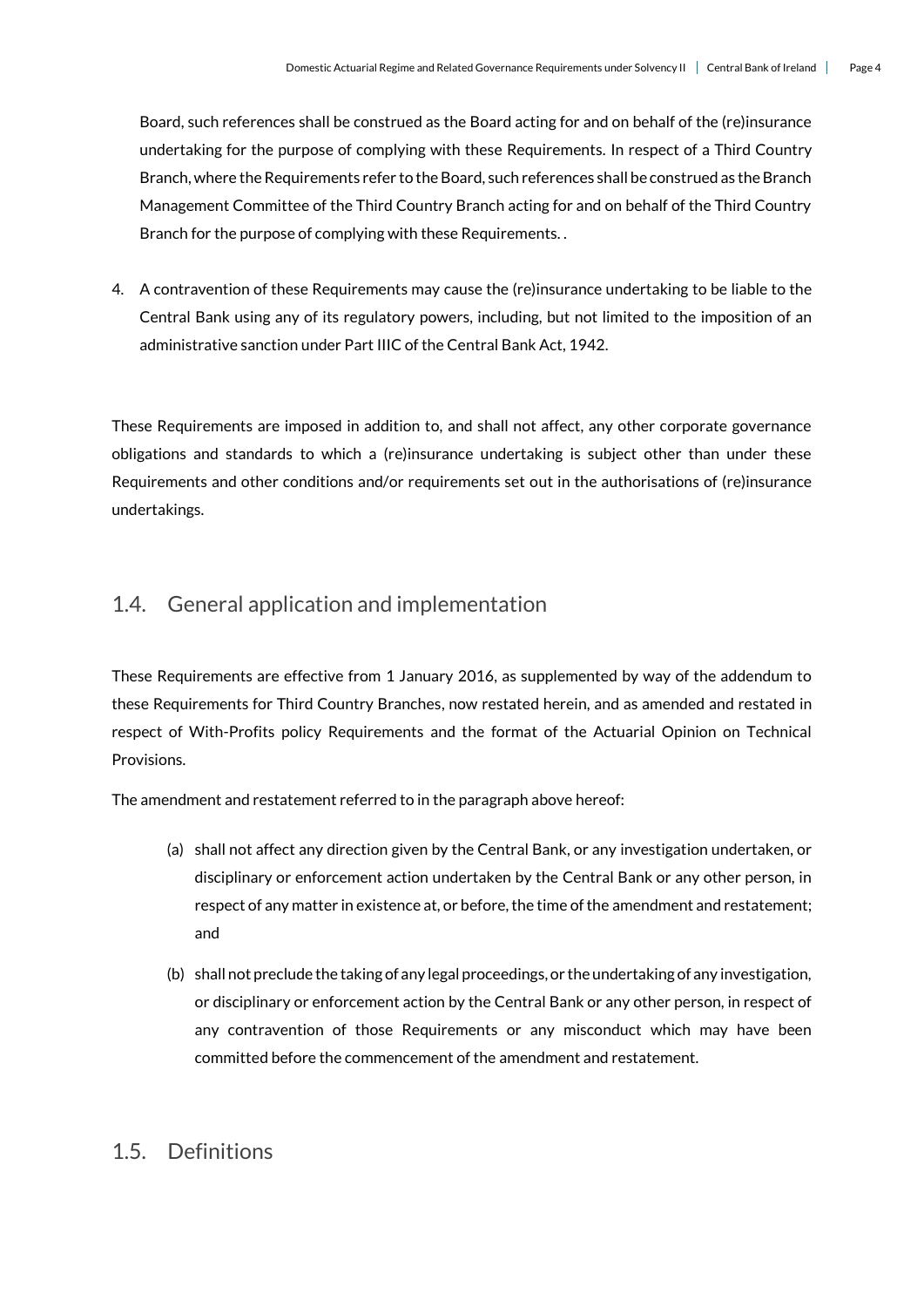Board, such references shall be construed as the Board acting for and on behalf of the (re)insurance undertaking for the purpose of complying with these Requirements. In respect of a Third Country Branch, where the Requirements refer to the Board, such references shall be construed as the Branch Management Committee of the Third Country Branch acting for and on behalf of the Third Country Branch for the purpose of complying with these Requirements. .

4. A contravention of these Requirements may cause the (re)insurance undertaking to be liable to the Central Bank using any of its regulatory powers, including, but not limited to the imposition of an administrative sanction under Part IIIC of the Central Bank Act, 1942.

These Requirements are imposed in addition to, and shall not affect, any other corporate governance obligations and standards to which a (re)insurance undertaking is subject other than under these Requirements and other conditions and/or requirements set out in the authorisations of (re)insurance undertakings.

## 1.4. General application and implementation

These Requirements are effective from 1 January 2016, as supplemented by way of the addendum to these Requirements for Third Country Branches, now restated herein, and as amended and restated in respect of With-Profits policy Requirements and the format of the Actuarial Opinion on Technical Provisions.

The amendment and restatement referred to in the paragraph above hereof:

(a) shall not affect any direction given by the Central Bank, or any investigation undertaken, or disciplinary or enforcement action undertaken by the Central Bank or any other person, in respect of any matter in existence at, or before, the time of the amendment and restatement; and

(b) shall not preclude the taking of any legal proceedings, or the undertaking of any investigation, or disciplinary or enforcement action by the Central Bank or any other person, in respect of any contravention of those Requirements or any misconduct which may have been committed before the commencement of the amendment and restatement.

## 1.5. Definitions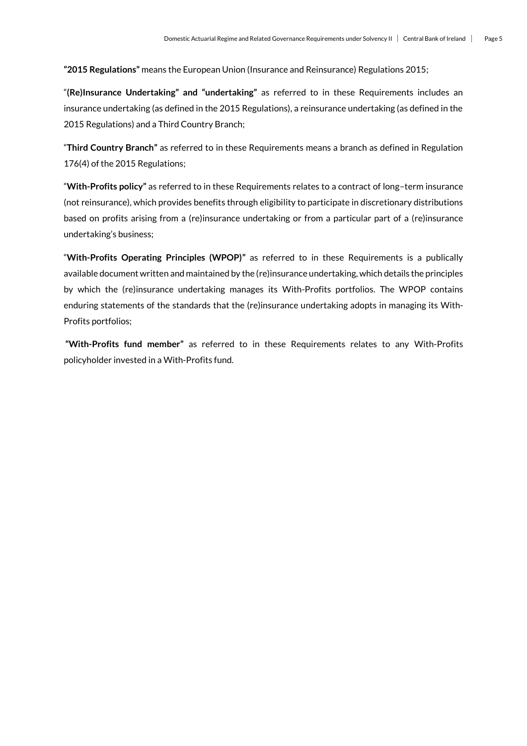**"2015 Regulations"** means the European Union (Insurance and Reinsurance) Regulations 2015;

"**(Re)Insurance Undertaking" and "undertaking"** as referred to in these Requirements includes an insurance undertaking (as defined in the 2015 Regulations), a reinsurance undertaking (as defined in the 2015 Regulations) and a Third Country Branch;

"**Third Country Branch"** as referred to in these Requirements means a branch as defined in Regulation 176(4) of the 2015 Regulations;

"**With-Profits policy"** as referred to in these Requirements relates to a contract of long–term insurance (not reinsurance), which provides benefits through eligibility to participate in discretionary distributions based on profits arising from a (re)insurance undertaking or from a particular part of a (re)insurance undertaking's business;

"**With-Profits Operating Principles (WPOP)"** as referred to in these Requirements is a publically available document written and maintained by the (re)insurance undertaking, which details the principles by which the (re)insurance undertaking manages its With-Profits portfolios. The WPOP contains enduring statements of the standards that the (re)insurance undertaking adopts in managing its With-Profits portfolios;

**"With-Profits fund member"** as referred to in these Requirements relates to any With-Profits policyholder invested in a With-Profits fund.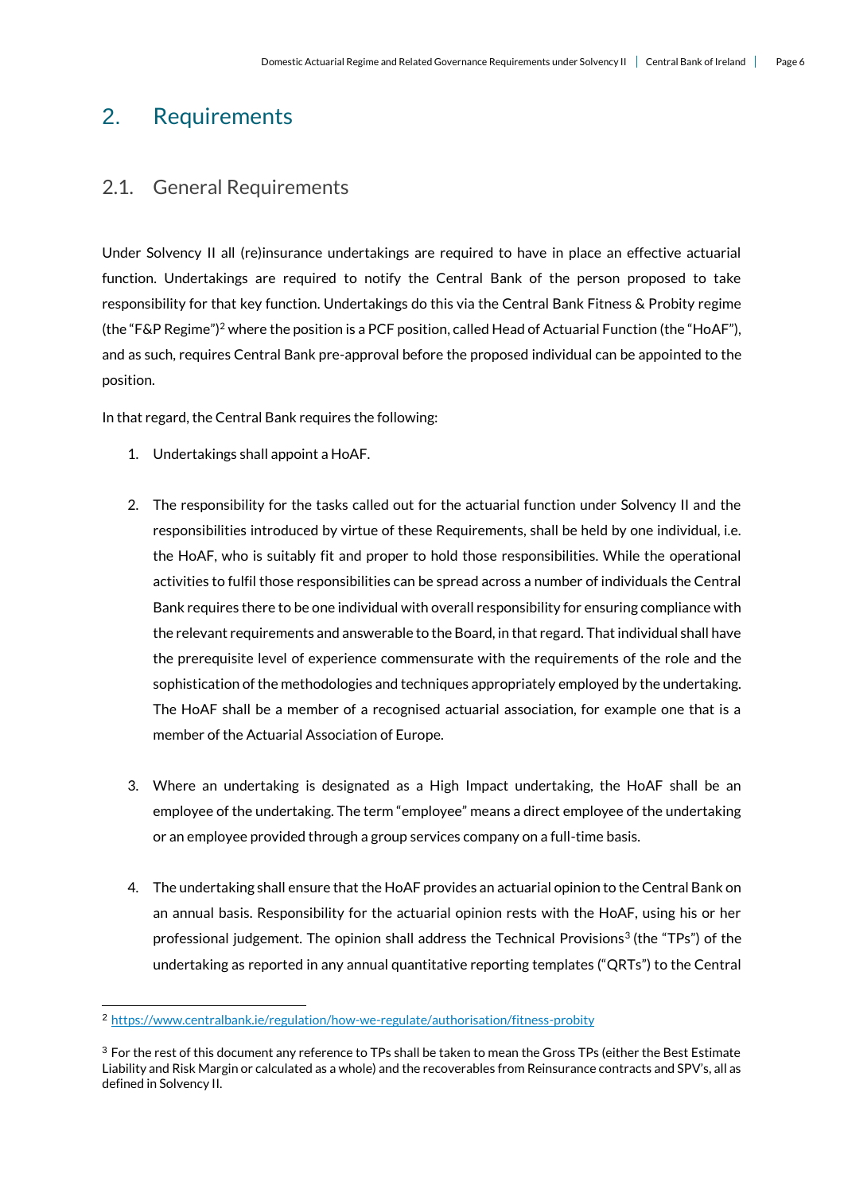# 2. Requirements

## 2.1. General Requirements

Under Solvency II all (re)insurance undertakings are required to have in place an effective actuarial function. Undertakings are required to notify the Central Bank of the person proposed to take responsibility for that key function. Undertakings do this via the Central Bank Fitness & Probity regime (the "F&P Regime")[2] where the position is a PCF position, called Head of Actuarial Function (the "HoAF"), and as such, requires Central Bank pre-approval before the proposed individual can be appointed to the position.

In that regard, the Central Bank requires the following:

1. Undertakings shall appoint a HoAF.

2. The responsibility for the tasks called out for the actuarial function under Solvency II and the responsibilities introduced by virtue of these Requirements, shall be held by one individual, i.e. the HoAF, who is suitably fit and proper to hold those responsibilities. While the operational activities to fulfil those responsibilities can be spread across a number of individuals the Central Bank requires there to be one individual with overall responsibility for ensuring compliance with the relevant requirements and answerable to the Board, in that regard. That individual shall have the prerequisite level of experience commensurate with the requirements of the role and the sophistication of the methodologies and techniques appropriately employed by the undertaking. The HoAF shall be a member of a recognised actuarial association, for example one that is a member of the Actuarial Association of Europe.

3. Where an undertaking is designated as a High Impact undertaking, the HoAF shall be an employee of the undertaking. The term "employee" means a direct employee of the undertaking or an employee provided through a group services company on a full-time basis.

4. The undertaking shall ensure that the HoAF provides an actuarial opinion to the Central Bank on an annual basis. Responsibility for the actuarial opinion rests with the HoAF, using his or her professional judgement. The opinion shall address the Technical Provisions[3] (the "TPs") of the undertaking as reported in any annual quantitative reporting templates ("QRTs") to the Central

---

[2] https://www.centralbank.ie/regulation/how-we-regulate/authorisation/fitness-probity

[3] For the rest of this document any reference to TPs shall be taken to mean the Gross TPs (either the Best Estimate Liability and Risk Margin or calculated as a whole) and the recoverables from Reinsurance contracts and SPV's, all as defined in Solvency II.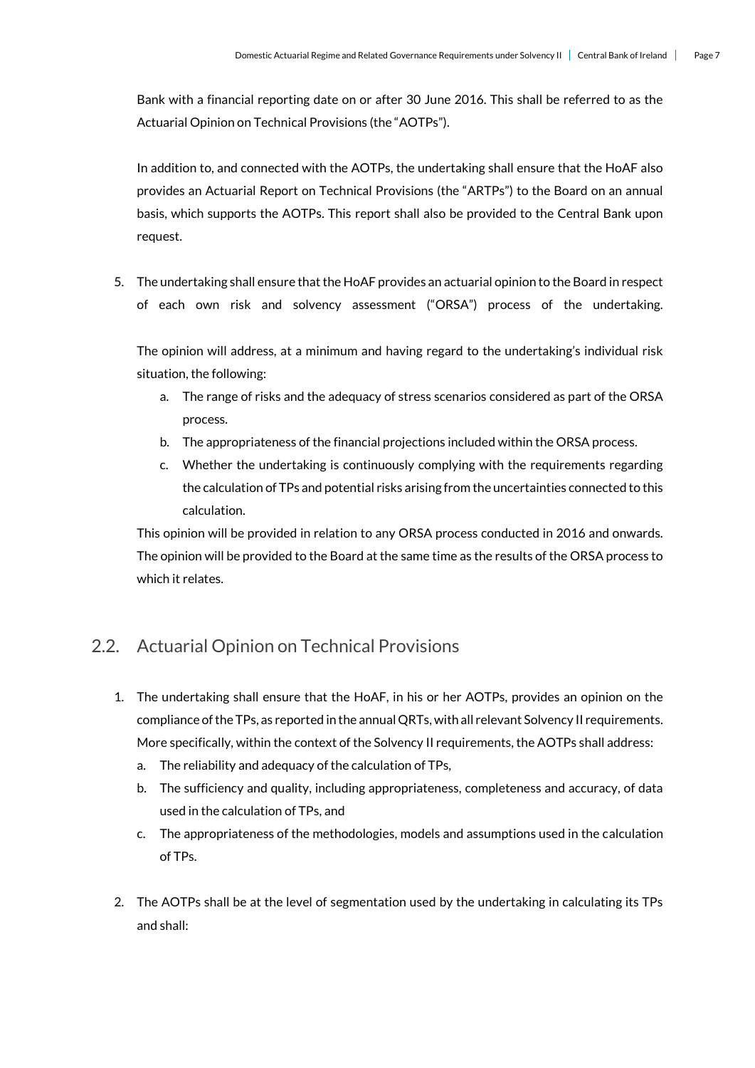Bank with a financial reporting date on or after 30 June 2016. This shall be referred to as the Actuarial Opinion on Technical Provisions (the "AOTPs").

In addition to, and connected with the AOTPs, the undertaking shall ensure that the HoAF also provides an Actuarial Report on Technical Provisions (the "ARTPs") to the Board on an annual basis, which supports the AOTPs. This report shall also be provided to the Central Bank upon request.

5. The undertaking shall ensure that the HoAF provides an actuarial opinion to the Board in respect of each own risk and solvency assessment ("ORSA") process of the undertaking.

   The opinion will address, at a minimum and having regard to the undertaking's individual risk situation, the following:

   a. The range of risks and the adequacy of stress scenarios considered as part of the ORSA process.
   b. The appropriateness of the financial projections included within the ORSA process.
   c. Whether the undertaking is continuously complying with the requirements regarding the calculation of TPs and potential risks arising from the uncertainties connected to this calculation.

   This opinion will be provided in relation to any ORSA process conducted in 2016 and onwards. The opinion will be provided to the Board at the same time as the results of the ORSA process to which it relates.

## 2.2. Actuarial Opinion on Technical Provisions

1. The undertaking shall ensure that the HoAF, in his or her AOTPs, provides an opinion on the compliance of the TPs, as reported in the annual QRTs, with all relevant Solvency II requirements. More specifically, within the context of the Solvency II requirements, the AOTPs shall address:
   a. The reliability and adequacy of the calculation of TPs,
   b. The sufficiency and quality, including appropriateness, completeness and accuracy, of data used in the calculation of TPs, and
   c. The appropriateness of the methodologies, models and assumptions used in the calculation of TPs.

2. The AOTPs shall be at the level of segmentation used by the undertaking in calculating its TPs and shall: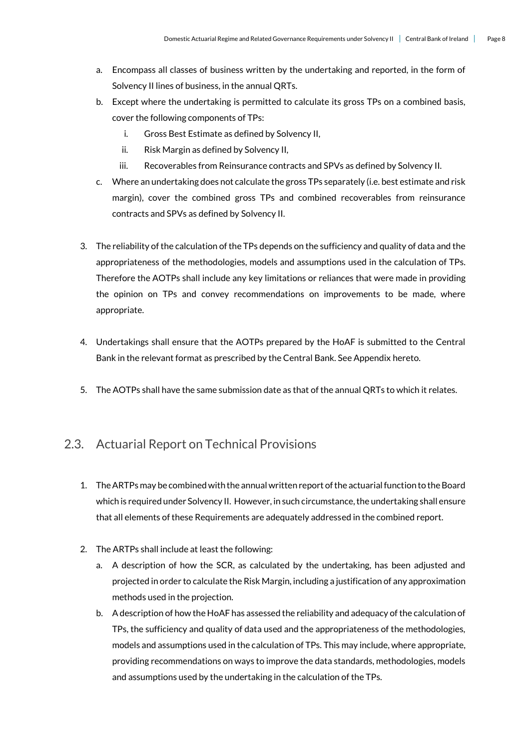a. Encompass all classes of business written by the undertaking and reported, in the form of Solvency II lines of business, in the annual QRTs.
   b. Except where the undertaking is permitted to calculate its gross TPs on a combined basis, cover the following components of TPs:
      i. Gross Best Estimate as defined by Solvency II,
      ii. Risk Margin as defined by Solvency II,
      iii. Recoverables from Reinsurance contracts and SPVs as defined by Solvency II.
   c. Where an undertaking does not calculate the gross TPs separately (i.e. best estimate and risk margin), cover the combined gross TPs and combined recoverables from reinsurance contracts and SPVs as defined by Solvency II.

3. The reliability of the calculation of the TPs depends on the sufficiency and quality of data and the appropriateness of the methodologies, models and assumptions used in the calculation of TPs. Therefore the AOTPs shall include any key limitations or reliances that were made in providing the opinion on TPs and convey recommendations on improvements to be made, where appropriate.

4. Undertakings shall ensure that the AOTPs prepared by the HoAF is submitted to the Central Bank in the relevant format as prescribed by the Central Bank. See Appendix hereto.

5. The AOTPs shall have the same submission date as that of the annual QRTs to which it relates.

## 2.3. Actuarial Report on Technical Provisions

1. The ARTPs may be combined with the annual written report of the actuarial function to the Board which is required under Solvency II. However, in such circumstance, the undertaking shall ensure that all elements of these Requirements are adequately addressed in the combined report.

2. The ARTPs shall include at least the following:
   a. A description of how the SCR, as calculated by the undertaking, has been adjusted and projected in order to calculate the Risk Margin, including a justification of any approximation methods used in the projection.
   b. A description of how the HoAF has assessed the reliability and adequacy of the calculation of TPs, the sufficiency and quality of data used and the appropriateness of the methodologies, models and assumptions used in the calculation of TPs. This may include, where appropriate, providing recommendations on ways to improve the data standards, methodologies, models and assumptions used by the undertaking in the calculation of the TPs.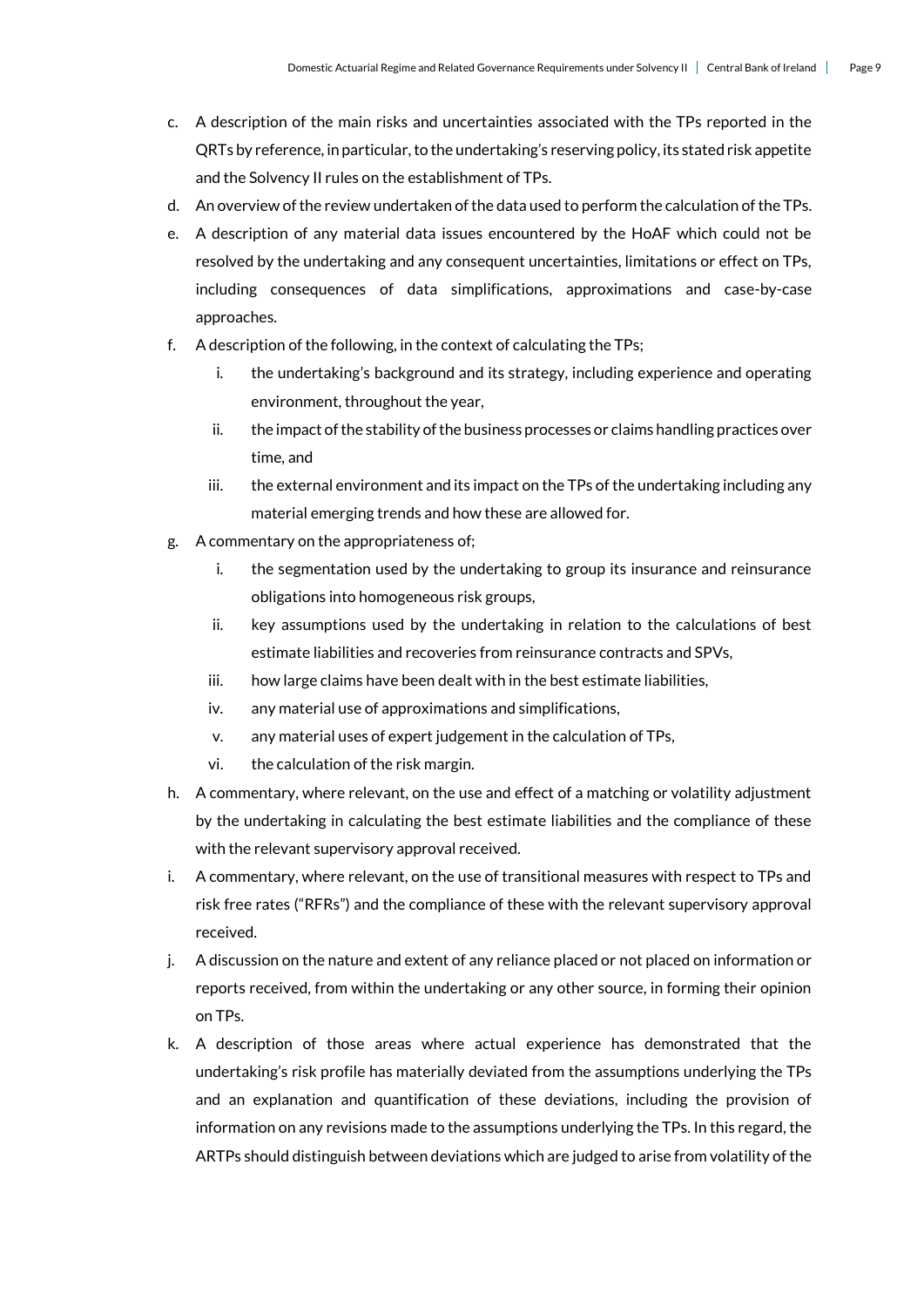c. A description of the main risks and uncertainties associated with the TPs reported in the QRTs by reference, in particular, to the undertaking's reserving policy, its stated risk appetite and the Solvency II rules on the establishment of TPs.

d. An overview of the review undertaken of the data used to perform the calculation of the TPs.

e. A description of any material data issues encountered by the HoAF which could not be resolved by the undertaking and any consequent uncertainties, limitations or effect on TPs, including consequences of data simplifications, approximations and case-by-case approaches.

f. A description of the following, in the context of calculating the TPs;

   i. the undertaking's background and its strategy, including experience and operating environment, throughout the year,

   ii. the impact of the stability of the business processes or claims handling practices over time, and

   iii. the external environment and its impact on the TPs of the undertaking including any material emerging trends and how these are allowed for.

g. A commentary on the appropriateness of;

   i. the segmentation used by the undertaking to group its insurance and reinsurance obligations into homogeneous risk groups,

   ii. key assumptions used by the undertaking in relation to the calculations of best estimate liabilities and recoveries from reinsurance contracts and SPVs,

   iii. how large claims have been dealt with in the best estimate liabilities,

   iv. any material use of approximations and simplifications,

   v. any material uses of expert judgement in the calculation of TPs,

   vi. the calculation of the risk margin.

h. A commentary, where relevant, on the use and effect of a matching or volatility adjustment by the undertaking in calculating the best estimate liabilities and the compliance of these with the relevant supervisory approval received.

i. A commentary, where relevant, on the use of transitional measures with respect to TPs and risk free rates ("RFRs") and the compliance of these with the relevant supervisory approval received.

j. A discussion on the nature and extent of any reliance placed or not placed on information or reports received, from within the undertaking or any other source, in forming their opinion on TPs.

k. A description of those areas where actual experience has demonstrated that the undertaking's risk profile has materially deviated from the assumptions underlying the TPs and an explanation and quantification of these deviations, including the provision of information on any revisions made to the assumptions underlying the TPs. In this regard, the ARTPs should distinguish between deviations which are judged to arise from volatility of the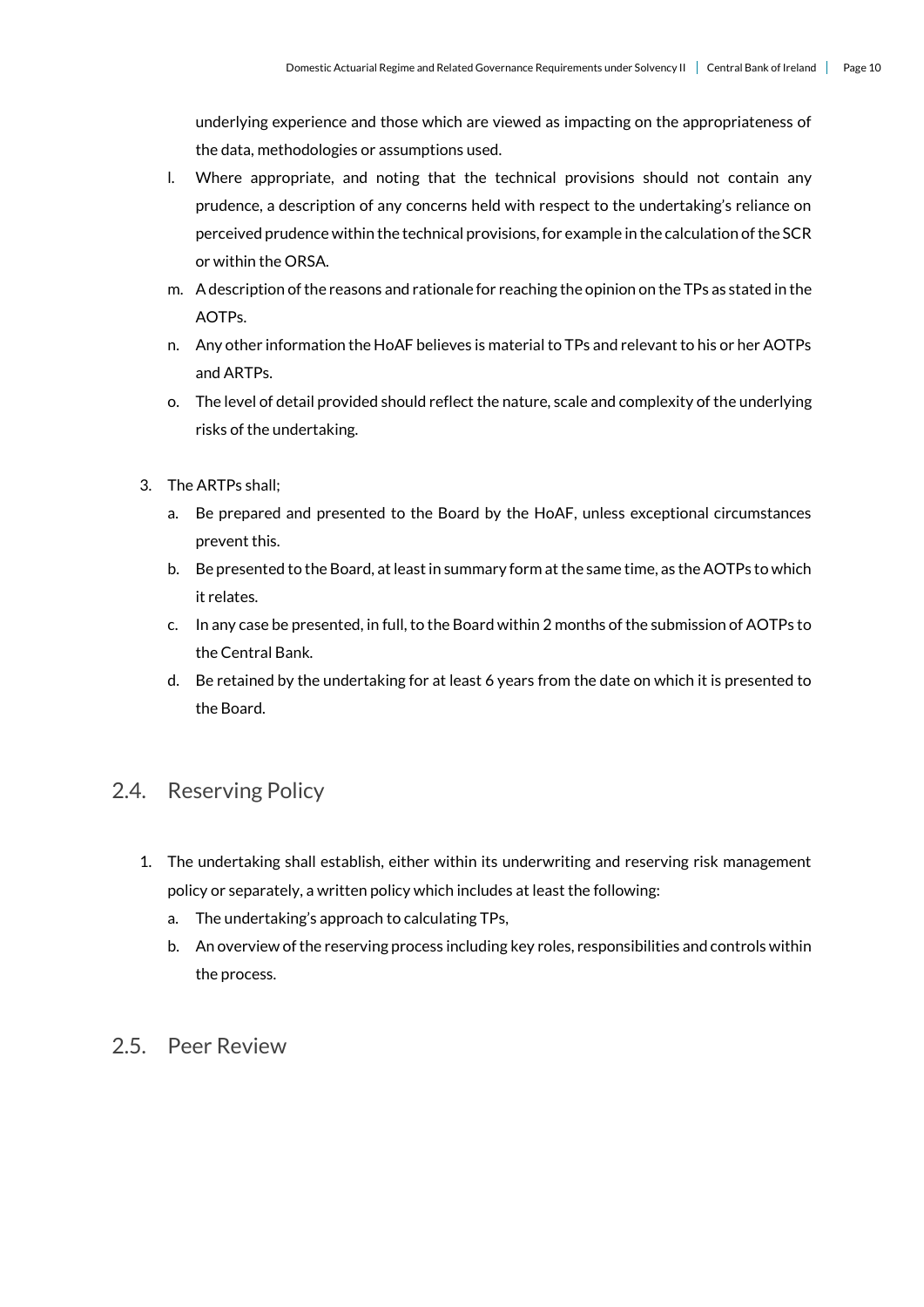underlying experience and those which are viewed as impacting on the appropriateness of the data, methodologies or assumptions used.

   l. Where appropriate, and noting that the technical provisions should not contain any prudence, a description of any concerns held with respect to the undertaking's reliance on perceived prudence within the technical provisions, for example in the calculation of the SCR or within the ORSA.
   m. A description of the reasons and rationale for reaching the opinion on the TPs as stated in the AOTPs.
   n. Any other information the HoAF believes is material to TPs and relevant to his or her AOTPs and ARTPs.
   o. The level of detail provided should reflect the nature, scale and complexity of the underlying risks of the undertaking.

3. The ARTPs shall;
   a. Be prepared and presented to the Board by the HoAF, unless exceptional circumstances prevent this.
   b. Be presented to the Board, at least in summary form at the same time, as the AOTPs to which it relates.
   c. In any case be presented, in full, to the Board within 2 months of the submission of AOTPs to the Central Bank.
   d. Be retained by the undertaking for at least 6 years from the date on which it is presented to the Board.

## 2.4. Reserving Policy

1. The undertaking shall establish, either within its underwriting and reserving risk management policy or separately, a written policy which includes at least the following:
   a. The undertaking's approach to calculating TPs,
   b. An overview of the reserving process including key roles, responsibilities and controls within the process.

## 2.5. Peer Review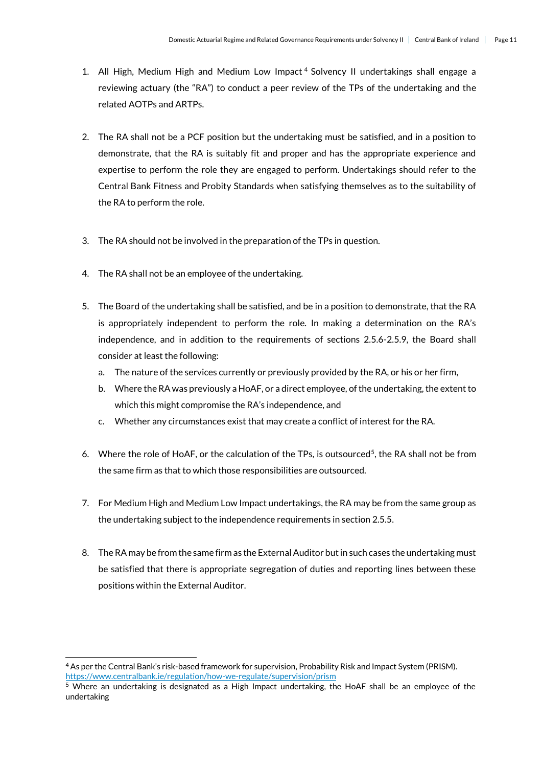1. All High, Medium High and Medium Low Impact[4] Solvency II undertakings shall engage a reviewing actuary (the "RA") to conduct a peer review of the TPs of the undertaking and the related AOTPs and ARTPs.

2. The RA shall not be a PCF position but the undertaking must be satisfied, and in a position to demonstrate, that the RA is suitably fit and proper and has the appropriate experience and expertise to perform the role they are engaged to perform. Undertakings should refer to the Central Bank Fitness and Probity Standards when satisfying themselves as to the suitability of the RA to perform the role.

3. The RA should not be involved in the preparation of the TPs in question.

4. The RA shall not be an employee of the undertaking.

5. The Board of the undertaking shall be satisfied, and be in a position to demonstrate, that the RA is appropriately independent to perform the role. In making a determination on the RA's independence, and in addition to the requirements of sections 2.5.6-2.5.9, the Board shall consider at least the following:
   a. The nature of the services currently or previously provided by the RA, or his or her firm,
   b. Where the RA was previously a HoAF, or a direct employee, of the undertaking, the extent to which this might compromise the RA's independence, and
   c. Whether any circumstances exist that may create a conflict of interest for the RA.

6. Where the role of HoAF, or the calculation of the TPs, is outsourced[5], the RA shall not be from the same firm as that to which those responsibilities are outsourced.

7. For Medium High and Medium Low Impact undertakings, the RA may be from the same group as the undertaking subject to the independence requirements in section 2.5.5.

8. The RA may be from the same firm as the External Auditor but in such cases the undertaking must be satisfied that there is appropriate segregation of duties and reporting lines between these positions within the External Auditor.

---

[4] As per the Central Bank's risk-based framework for supervision, Probability Risk and Impact System (PRISM). https://www.centralbank.ie/regulation/how-we-regulate/supervision/prism

[5] Where an undertaking is designated as a High Impact undertaking, the HoAF shall be an employee of the undertaking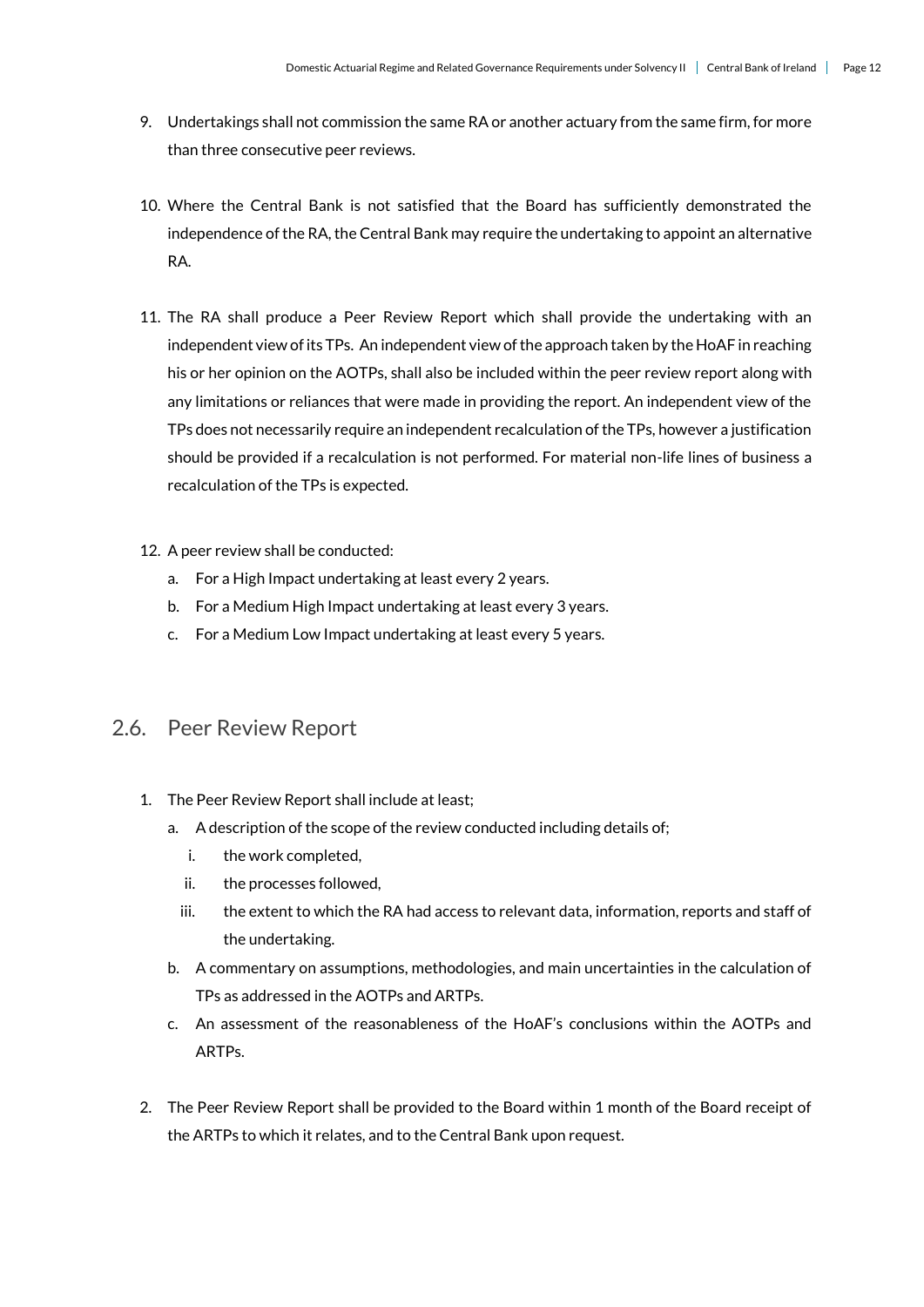9. Undertakings shall not commission the same RA or another actuary from the same firm, for more than three consecutive peer reviews.

10. Where the Central Bank is not satisfied that the Board has sufficiently demonstrated the independence of the RA, the Central Bank may require the undertaking to appoint an alternative RA.

11. The RA shall produce a Peer Review Report which shall provide the undertaking with an independent view of its TPs. An independent view of the approach taken by the HoAF in reaching his or her opinion on the AOTPs, shall also be included within the peer review report along with any limitations or reliances that were made in providing the report. An independent view of the TPs does not necessarily require an independent recalculation of the TPs, however a justification should be provided if a recalculation is not performed. For material non-life lines of business a recalculation of the TPs is expected.

12. A peer review shall be conducted:
    a. For a High Impact undertaking at least every 2 years.
    b. For a Medium High Impact undertaking at least every 3 years.
    c. For a Medium Low Impact undertaking at least every 5 years.

## 2.6. Peer Review Report

1. The Peer Review Report shall include at least;
    a. A description of the scope of the review conducted including details of;
        i. the work completed,
        ii. the processes followed,
        iii. the extent to which the RA had access to relevant data, information, reports and staff of the undertaking.
    b. A commentary on assumptions, methodologies, and main uncertainties in the calculation of TPs as addressed in the AOTPs and ARTPs.
    c. An assessment of the reasonableness of the HoAF's conclusions within the AOTPs and ARTPs.

2. The Peer Review Report shall be provided to the Board within 1 month of the Board receipt of the ARTPs to which it relates, and to the Central Bank upon request.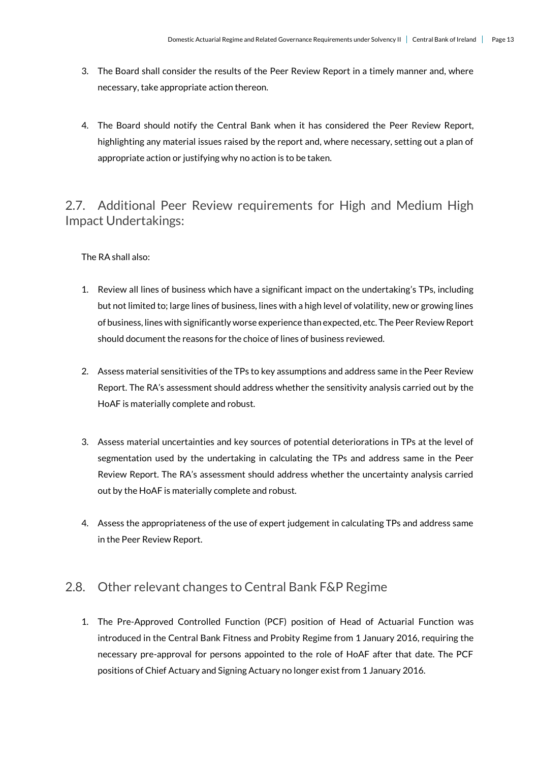3. The Board shall consider the results of the Peer Review Report in a timely manner and, where necessary, take appropriate action thereon.

4. The Board should notify the Central Bank when it has considered the Peer Review Report, highlighting any material issues raised by the report and, where necessary, setting out a plan of appropriate action or justifying why no action is to be taken.

## 2.7. Additional Peer Review requirements for High and Medium High Impact Undertakings:

The RA shall also:

1. Review all lines of business which have a significant impact on the undertaking's TPs, including but not limited to; large lines of business, lines with a high level of volatility, new or growing lines of business, lines with significantly worse experience than expected, etc. The Peer Review Report should document the reasons for the choice of lines of business reviewed.

2. Assess material sensitivities of the TPs to key assumptions and address same in the Peer Review Report. The RA's assessment should address whether the sensitivity analysis carried out by the HoAF is materially complete and robust.

3. Assess material uncertainties and key sources of potential deteriorations in TPs at the level of segmentation used by the undertaking in calculating the TPs and address same in the Peer Review Report. The RA's assessment should address whether the uncertainty analysis carried out by the HoAF is materially complete and robust.

4. Assess the appropriateness of the use of expert judgement in calculating TPs and address same in the Peer Review Report.

## 2.8. Other relevant changes to Central Bank F&P Regime

1. The Pre-Approved Controlled Function (PCF) position of Head of Actuarial Function was introduced in the Central Bank Fitness and Probity Regime from 1 January 2016, requiring the necessary pre-approval for persons appointed to the role of HoAF after that date. The PCF positions of Chief Actuary and Signing Actuary no longer exist from 1 January 2016.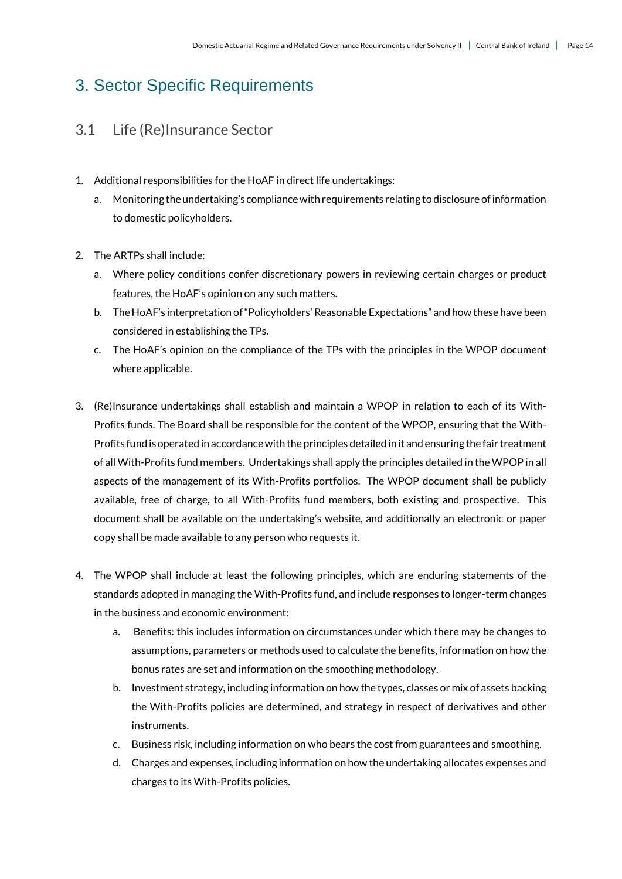# 3. Sector Specific Requirements

## 3.1 Life (Re)Insurance Sector

1. Additional responsibilities for the HoAF in direct life undertakings:
   a. Monitoring the undertaking's compliance with requirements relating to disclosure of information to domestic policyholders.

2. The ARTPs shall include:
   a. Where policy conditions confer discretionary powers in reviewing certain charges or product features, the HoAF's opinion on any such matters.
   b. The HoAF's interpretation of "Policyholders' Reasonable Expectations" and how these have been considered in establishing the TPs.
   c. The HoAF's opinion on the compliance of the TPs with the principles in the WPOP document where applicable.

3. (Re)Insurance undertakings shall establish and maintain a WPOP in relation to each of its With-Profits funds. The Board shall be responsible for the content of the WPOP, ensuring that the With-Profits fund is operated in accordance with the principles detailed in it and ensuring the fair treatment of all With-Profits fund members. Undertakings shall apply the principles detailed in the WPOP in all aspects of the management of its With-Profits portfolios. The WPOP document shall be publicly available, free of charge, to all With-Profits fund members, both existing and prospective. This document shall be available on the undertaking's website, and additionally an electronic or paper copy shall be made available to any person who requests it.

4. The WPOP shall include at least the following principles, which are enduring statements of the standards adopted in managing the With-Profits fund, and include responses to longer-term changes in the business and economic environment:
   a. Benefits: this includes information on circumstances under which there may be changes to assumptions, parameters or methods used to calculate the benefits, information on how the bonus rates are set and information on the smoothing methodology.
   b. Investment strategy, including information on how the types, classes or mix of assets backing the With-Profits policies are determined, and strategy in respect of derivatives and other instruments.
   c. Business risk, including information on who bears the cost from guarantees and smoothing.
   d. Charges and expenses, including information on how the undertaking allocates expenses and charges to its With-Profits policies.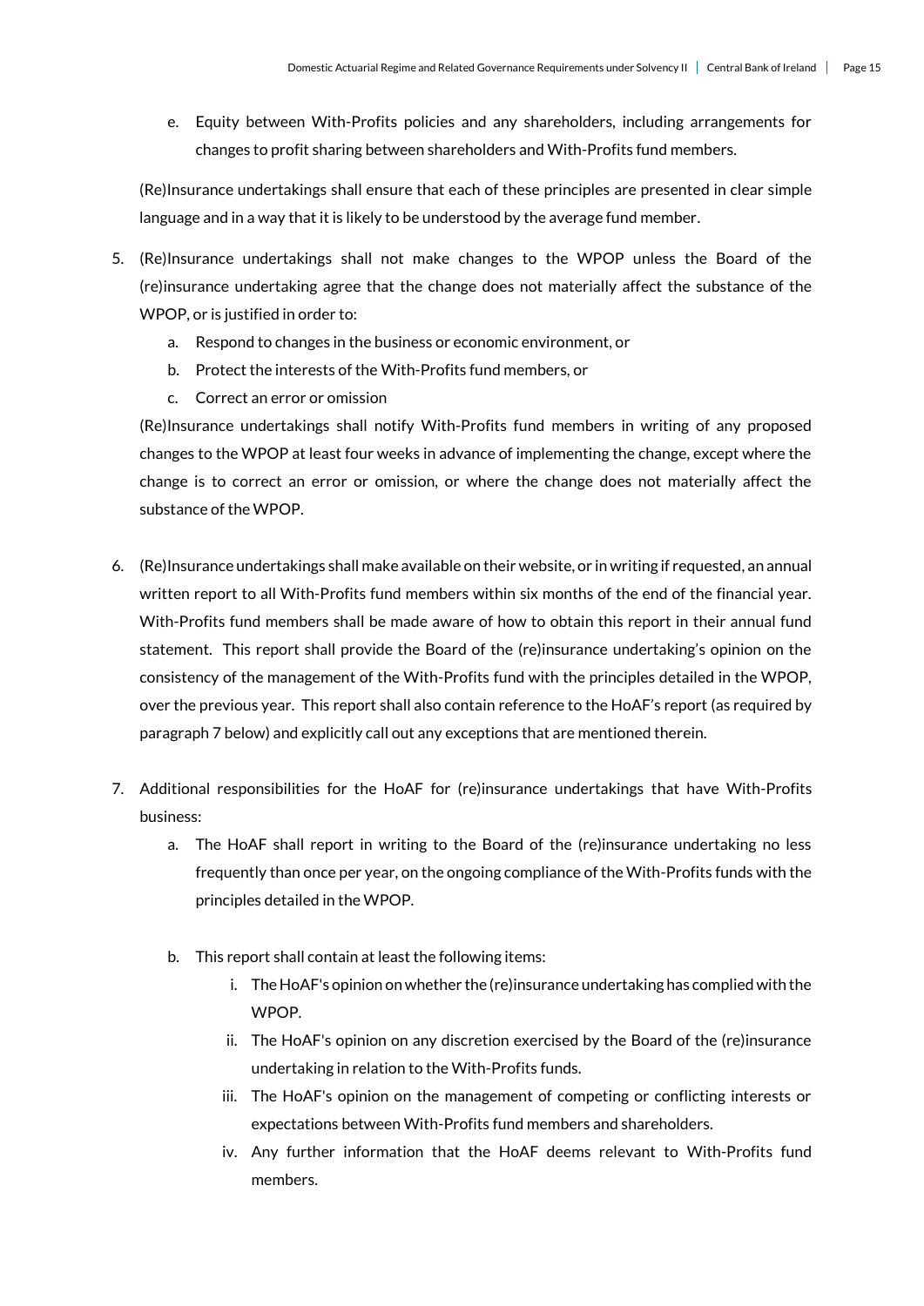e. Equity between With-Profits policies and any shareholders, including arrangements for changes to profit sharing between shareholders and With-Profits fund members.

(Re)Insurance undertakings shall ensure that each of these principles are presented in clear simple language and in a way that it is likely to be understood by the average fund member.

5. (Re)Insurance undertakings shall not make changes to the WPOP unless the Board of the (re)insurance undertaking agree that the change does not materially affect the substance of the WPOP, or is justified in order to:
   a. Respond to changes in the business or economic environment, or
   b. Protect the interests of the With-Profits fund members, or
   c. Correct an error or omission

   (Re)Insurance undertakings shall notify With-Profits fund members in writing of any proposed changes to the WPOP at least four weeks in advance of implementing the change, except where the change is to correct an error or omission, or where the change does not materially affect the substance of the WPOP.

6. (Re)Insurance undertakings shall make available on their website, or in writing if requested, an annual written report to all With-Profits fund members within six months of the end of the financial year. With-Profits fund members shall be made aware of how to obtain this report in their annual fund statement. This report shall provide the Board of the (re)insurance undertaking's opinion on the consistency of the management of the With-Profits fund with the principles detailed in the WPOP, over the previous year. This report shall also contain reference to the HoAF's report (as required by paragraph 7 below) and explicitly call out any exceptions that are mentioned therein.

7. Additional responsibilities for the HoAF for (re)insurance undertakings that have With-Profits business:
   a. The HoAF shall report in writing to the Board of the (re)insurance undertaking no less frequently than once per year, on the ongoing compliance of the With-Profits funds with the principles detailed in the WPOP.

   b. This report shall contain at least the following items:
      i. The HoAF's opinion on whether the (re)insurance undertaking has complied with the WPOP.
      ii. The HoAF's opinion on any discretion exercised by the Board of the (re)insurance undertaking in relation to the With-Profits funds.
      iii. The HoAF's opinion on the management of competing or conflicting interests or expectations between With-Profits fund members and shareholders.
      iv. Any further information that the HoAF deems relevant to With-Profits fund members.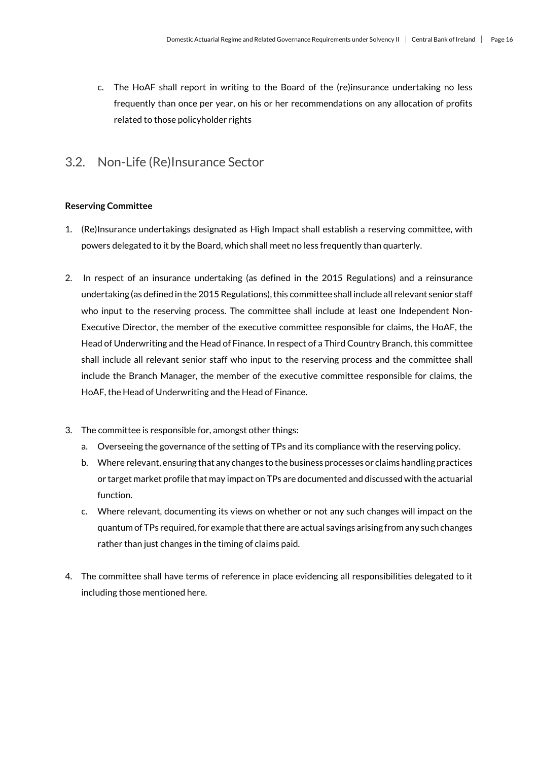c. The HoAF shall report in writing to the Board of the (re)insurance undertaking no less frequently than once per year, on his or her recommendations on any allocation of profits related to those policyholder rights

## 3.2. Non-Life (Re)Insurance Sector

**Reserving Committee**

1. (Re)Insurance undertakings designated as High Impact shall establish a reserving committee, with powers delegated to it by the Board, which shall meet no less frequently than quarterly.

2. In respect of an insurance undertaking (as defined in the 2015 Regulations) and a reinsurance undertaking (as defined in the 2015 Regulations), this committee shall include all relevant senior staff who input to the reserving process. The committee shall include at least one Independent Non-Executive Director, the member of the executive committee responsible for claims, the HoAF, the Head of Underwriting and the Head of Finance. In respect of a Third Country Branch, this committee shall include all relevant senior staff who input to the reserving process and the committee shall include the Branch Manager, the member of the executive committee responsible for claims, the HoAF, the Head of Underwriting and the Head of Finance.

3. The committee is responsible for, amongst other things:
   a. Overseeing the governance of the setting of TPs and its compliance with the reserving policy.
   b. Where relevant, ensuring that any changes to the business processes or claims handling practices or target market profile that may impact on TPs are documented and discussed with the actuarial function.
   c. Where relevant, documenting its views on whether or not any such changes will impact on the quantum of TPs required, for example that there are actual savings arising from any such changes rather than just changes in the timing of claims paid.

4. The committee shall have terms of reference in place evidencing all responsibilities delegated to it including those mentioned here.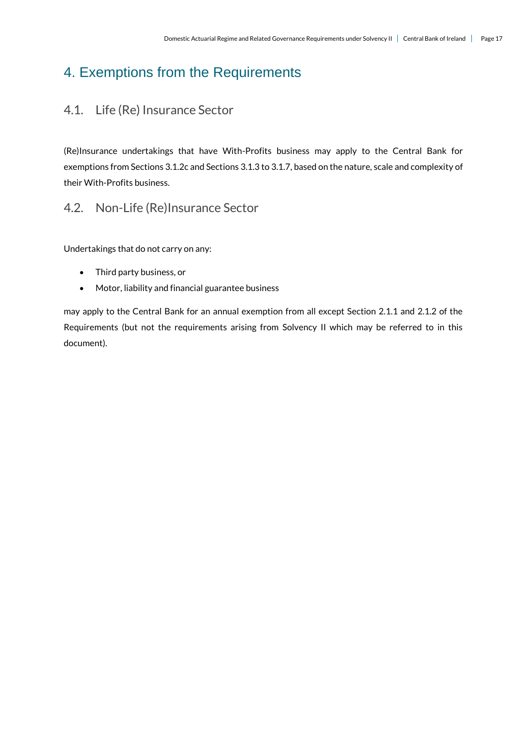# 4. Exemptions from the Requirements

## 4.1. Life (Re) Insurance Sector

(Re)Insurance undertakings that have With-Profits business may apply to the Central Bank for exemptions from Sections 3.1.2c and Sections 3.1.3 to 3.1.7, based on the nature, scale and complexity of their With-Profits business.

## 4.2. Non-Life (Re)Insurance Sector

Undertakings that do not carry on any:

- Third party business, or
- Motor, liability and financial guarantee business

may apply to the Central Bank for an annual exemption from all except Section 2.1.1 and 2.1.2 of the Requirements (but not the requirements arising from Solvency II which may be referred to in this document).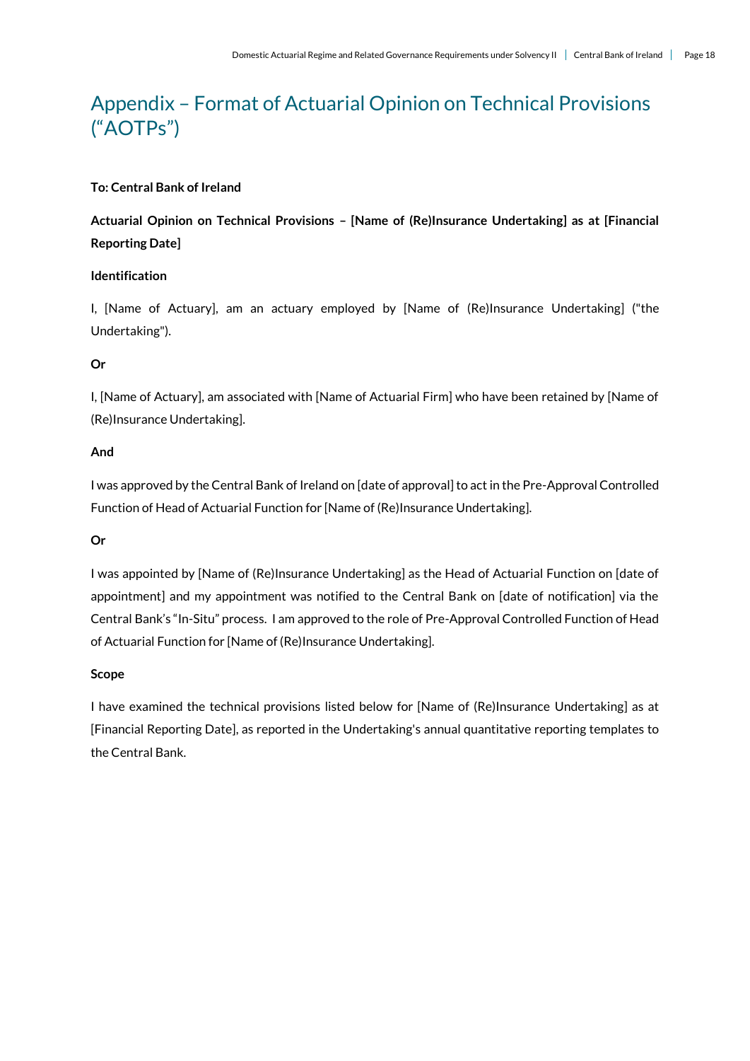# Appendix – Format of Actuarial Opinion on Technical Provisions ("AOTPs")

**To: Central Bank of Ireland**

**Actuarial Opinion on Technical Provisions – [Name of (Re)Insurance Undertaking] as at [Financial Reporting Date]**

**Identification**

I, [Name of Actuary], am an actuary employed by [Name of (Re)Insurance Undertaking] ("the Undertaking").

**Or**

I, [Name of Actuary], am associated with [Name of Actuarial Firm] who have been retained by [Name of (Re)Insurance Undertaking].

**And**

I was approved by the Central Bank of Ireland on [date of approval] to act in the Pre-Approval Controlled Function of Head of Actuarial Function for [Name of (Re)Insurance Undertaking].

**Or**

I was appointed by [Name of (Re)Insurance Undertaking] as the Head of Actuarial Function on [date of appointment] and my appointment was notified to the Central Bank on [date of notification] via the Central Bank's "In-Situ" process. I am approved to the role of Pre-Approval Controlled Function of Head of Actuarial Function for [Name of (Re)Insurance Undertaking].

**Scope**

I have examined the technical provisions listed below for [Name of (Re)Insurance Undertaking] as at [Financial Reporting Date], as reported in the Undertaking's annual quantitative reporting templates to the Central Bank.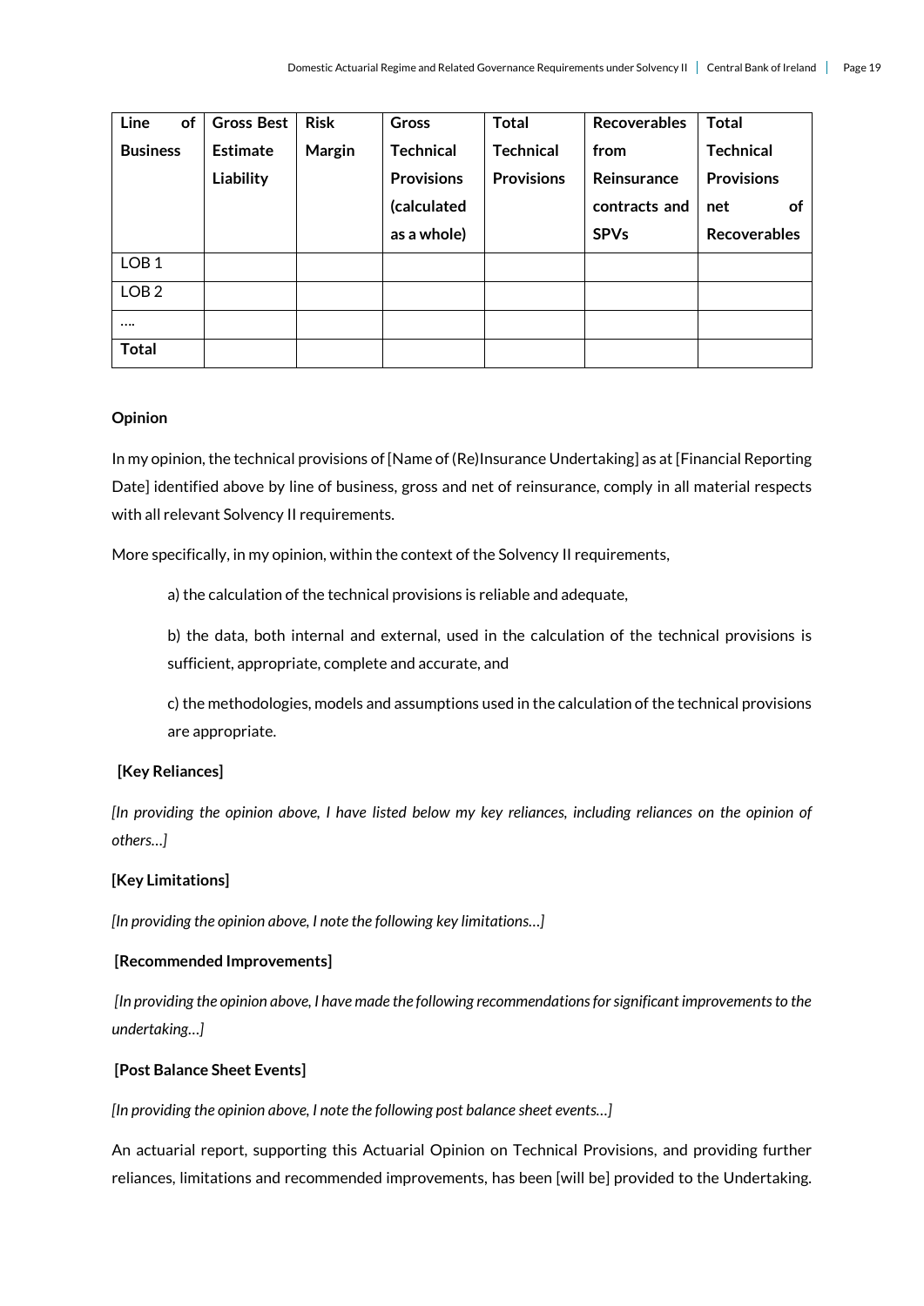| Line of Business | Gross Best Estimate Liability | Risk Margin | Gross Technical Provisions (calculated as a whole) | Total Technical Provisions | Recoverables from Reinsurance contracts and SPVs | Total Technical Provisions net of Recoverables |
|---|---|---|---|---|---|---|
| LOB 1 | | | | | | |
| LOB 2 | | | | | | |
| …. | | | | | | |
| **Total** | | | | | | |

**Opinion**

In my opinion, the technical provisions of [Name of (Re)Insurance Undertaking] as at [Financial Reporting Date] identified above by line of business, gross and net of reinsurance, comply in all material respects with all relevant Solvency II requirements.

More specifically, in my opinion, within the context of the Solvency II requirements,

a) the calculation of the technical provisions is reliable and adequate,

b) the data, both internal and external, used in the calculation of the technical provisions is sufficient, appropriate, complete and accurate, and

c) the methodologies, models and assumptions used in the calculation of the technical provisions are appropriate.

**[Key Reliances]**

*[In providing the opinion above, I have listed below my key reliances, including reliances on the opinion of others…]*

**[Key Limitations]**

*[In providing the opinion above, I note the following key limitations…]*

**[Recommended Improvements]**

*[In providing the opinion above, I have made the following recommendations for significant improvements to the undertaking…]*

**[Post Balance Sheet Events]**

*[In providing the opinion above, I note the following post balance sheet events…]*

An actuarial report, supporting this Actuarial Opinion on Technical Provisions, and providing further reliances, limitations and recommended improvements, has been [will be] provided to the Undertaking.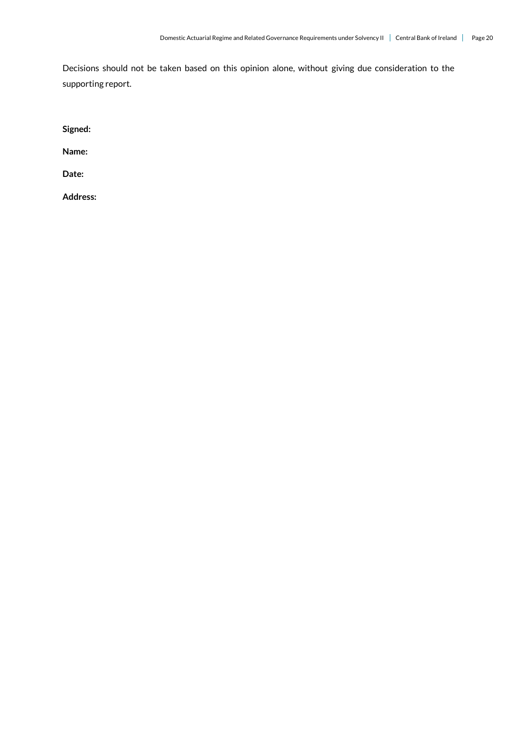Decisions should not be taken based on this opinion alone, without giving due consideration to the supporting report.

**Signed:**

**Name:**

**Date:**

**Address:**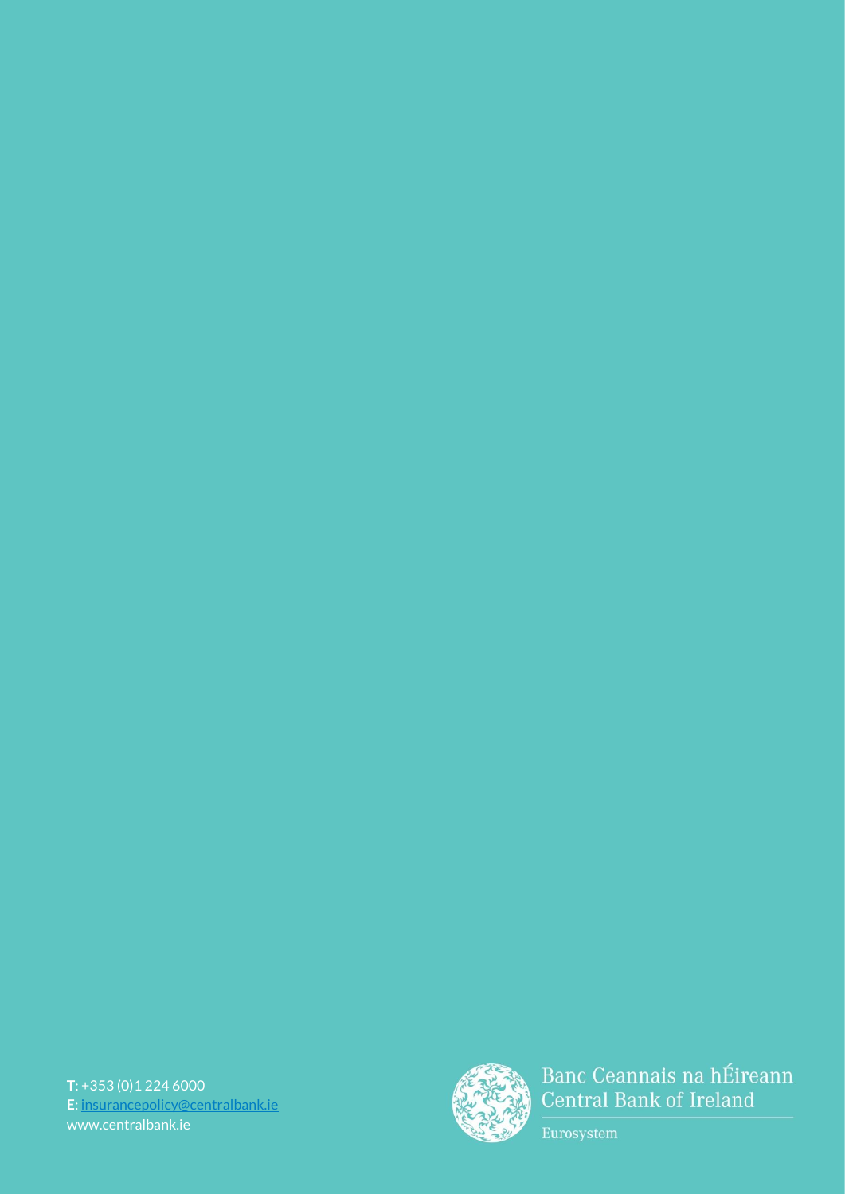**T**: +353 (0)1 224 6000
**E**: insurancepolicy@centralbank.ie
www.centralbank.ie

Banc Ceannais na hÉireann
Central Bank of Ireland

Eurosystem